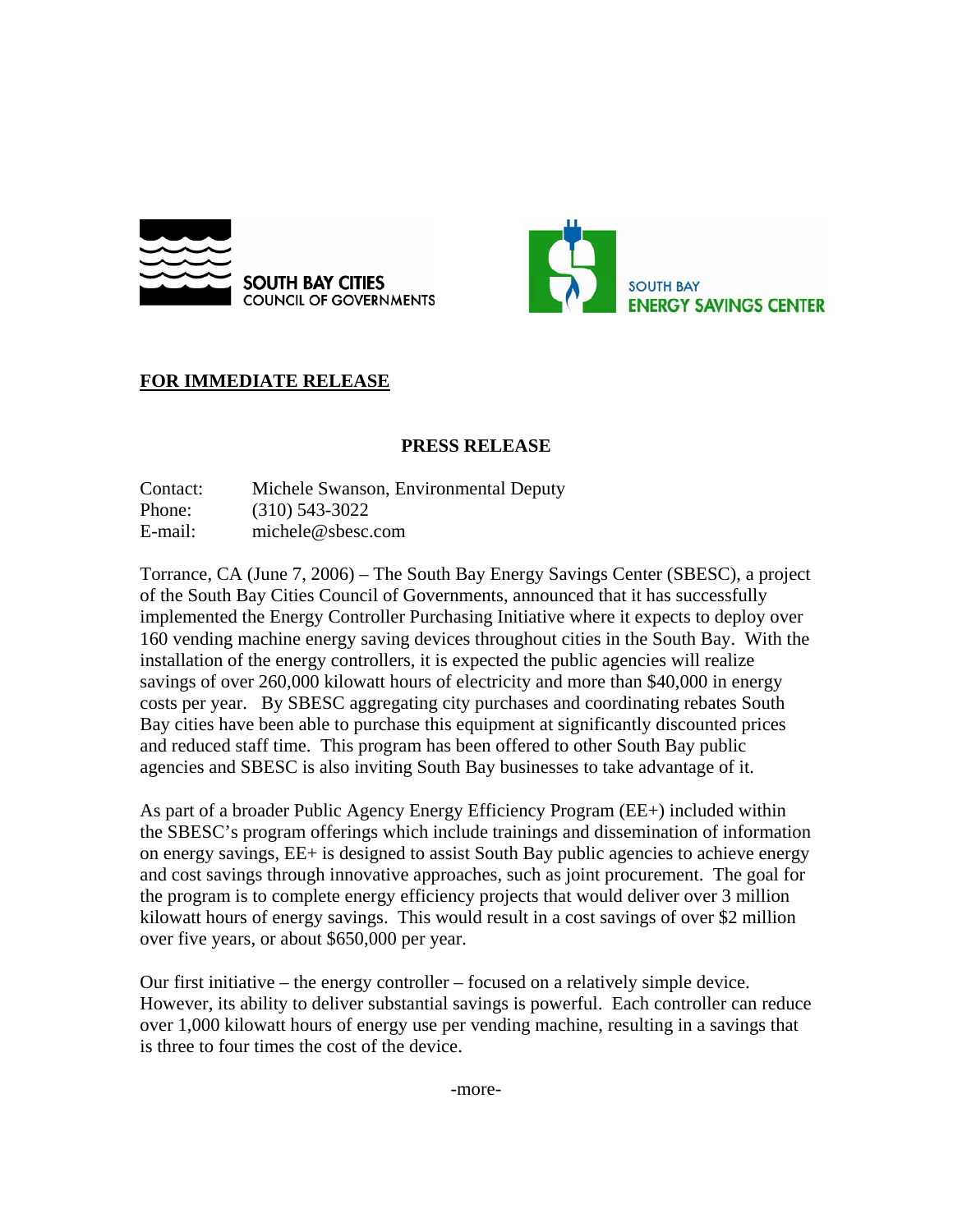SOUTH BAY CITIES COUNCIL OF GOVERNMENTS

SOUTH BAY ENERGY SAVINGS CENTER

**FOR IMMEDIATE RELEASE**

**PRESS RELEASE**

Contact: Michele Swanson, Environmental Deputy
Phone: (310) 543-3022
E-mail: michele@sbesc.com

Torrance, CA (June 7, 2006) – The South Bay Energy Savings Center (SBESC), a project of the South Bay Cities Council of Governments, announced that it has successfully implemented the Energy Controller Purchasing Initiative where it expects to deploy over 160 vending machine energy saving devices throughout cities in the South Bay. With the installation of the energy controllers, it is expected the public agencies will realize savings of over 260,000 kilowatt hours of electricity and more than $40,000 in energy costs per year. By SBESC aggregating city purchases and coordinating rebates South Bay cities have been able to purchase this equipment at significantly discounted prices and reduced staff time. This program has been offered to other South Bay public agencies and SBESC is also inviting South Bay businesses to take advantage of it.

As part of a broader Public Agency Energy Efficiency Program (EE+) included within the SBESC's program offerings which include trainings and dissemination of information on energy savings, EE+ is designed to assist South Bay public agencies to achieve energy and cost savings through innovative approaches, such as joint procurement. The goal for the program is to complete energy efficiency projects that would deliver over 3 million kilowatt hours of energy savings. This would result in a cost savings of over $2 million over five years, or about $650,000 per year.

Our first initiative – the energy controller – focused on a relatively simple device. However, its ability to deliver substantial savings is powerful. Each controller can reduce over 1,000 kilowatt hours of energy use per vending machine, resulting in a savings that is three to four times the cost of the device.

-more-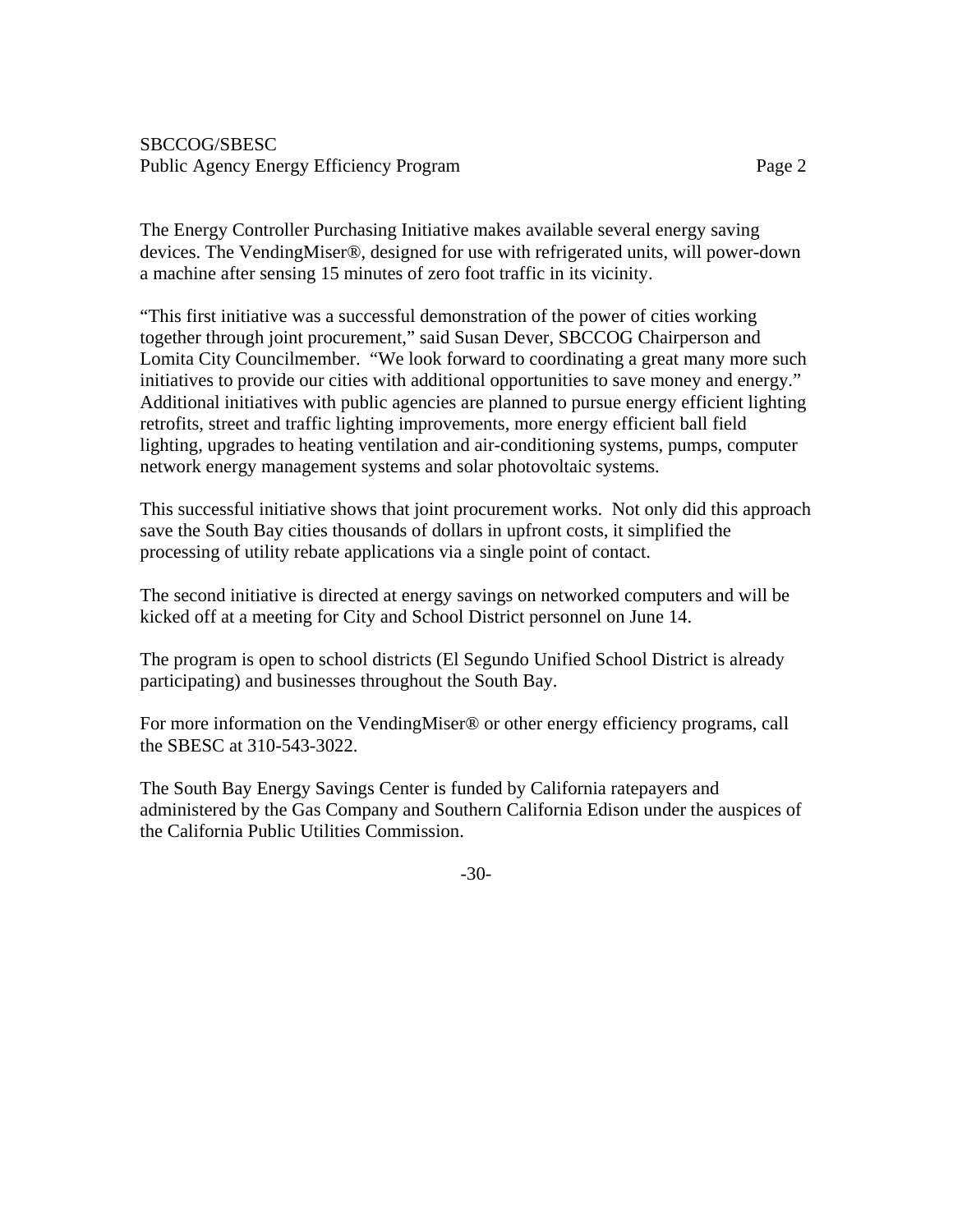The Energy Controller Purchasing Initiative makes available several energy saving devices. The VendingMiser®, designed for use with refrigerated units, will power-down a machine after sensing 15 minutes of zero foot traffic in its vicinity.

“This first initiative was a successful demonstration of the power of cities working together through joint procurement,” said Susan Dever, SBCCOG Chairperson and Lomita City Councilmember. “We look forward to coordinating a great many more such initiatives to provide our cities with additional opportunities to save money and energy.” Additional initiatives with public agencies are planned to pursue energy efficient lighting retrofits, street and traffic lighting improvements, more energy efficient ball field lighting, upgrades to heating ventilation and air-conditioning systems, pumps, computer network energy management systems and solar photovoltaic systems.

This successful initiative shows that joint procurement works. Not only did this approach save the South Bay cities thousands of dollars in upfront costs, it simplified the processing of utility rebate applications via a single point of contact.

The second initiative is directed at energy savings on networked computers and will be kicked off at a meeting for City and School District personnel on June 14.

The program is open to school districts (El Segundo Unified School District is already participating) and businesses throughout the South Bay.

For more information on the VendingMiser® or other energy efficiency programs, call the SBESC at 310-543-3022.

The South Bay Energy Savings Center is funded by California ratepayers and administered by the Gas Company and Southern California Edison under the auspices of the California Public Utilities Commission.

-30-